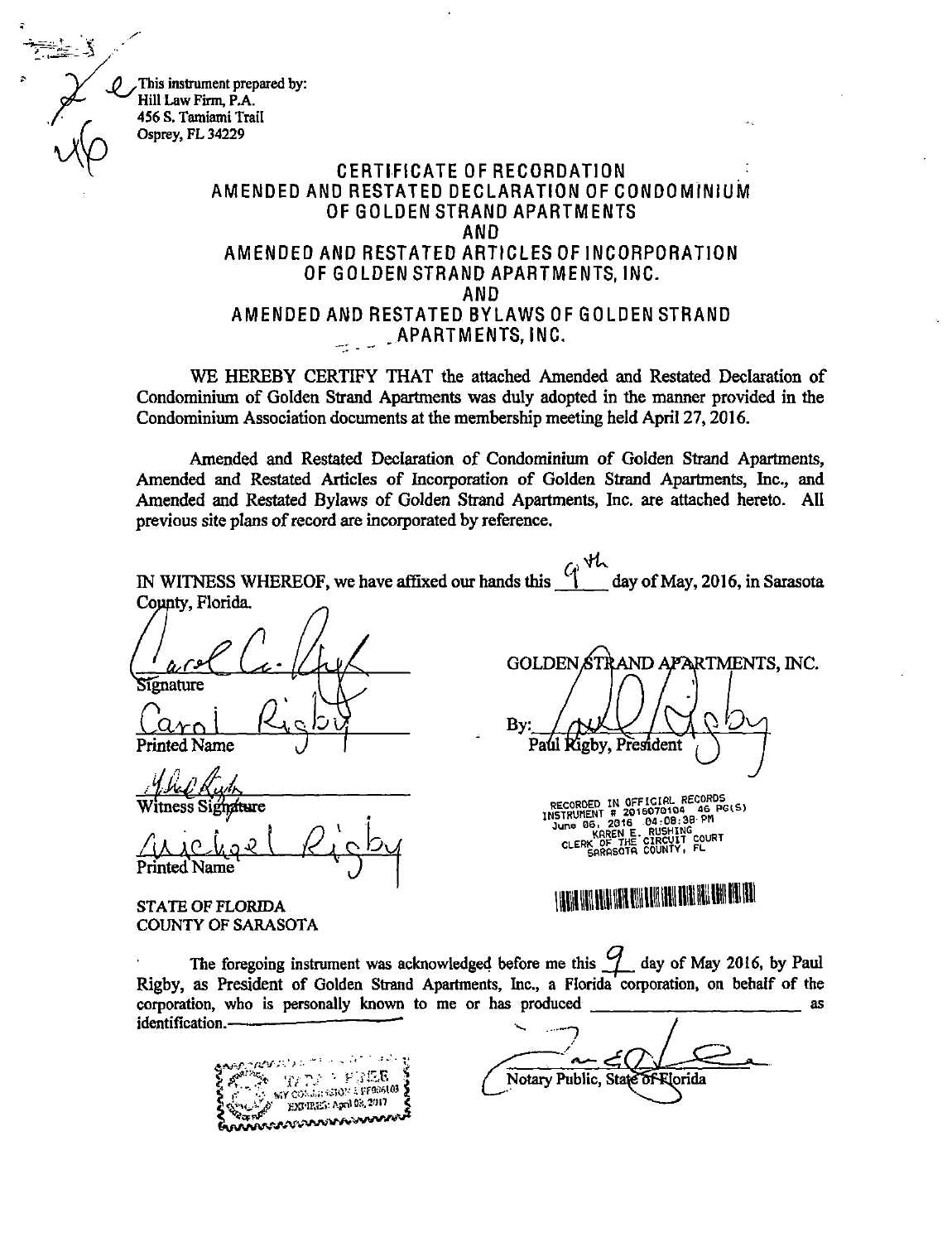This instrument prepared by:
Hill Law Firm, P.A.
456 S. Tamiami Trail
Osprey, FL 34229

# CERTIFICATE OF RECORDATION
# AMENDED AND RESTATED DECLARATION OF CONDOMINIUM OF GOLDEN STRAND APARTMENTS
# AND
# AMENDED AND RESTATED ARTICLES OF INCORPORATION OF GOLDEN STRAND APARTMENTS, INC.
# AND
# AMENDED AND RESTATED BYLAWS OF GOLDEN STRAND APARTMENTS, INC.

WE HEREBY CERTIFY THAT the attached Amended and Restated Declaration of Condominium of Golden Strand Apartments was duly adopted in the manner provided in the Condominium Association documents at the membership meeting held April 27, 2016.

Amended and Restated Declaration of Condominium of Golden Strand Apartments, Amended and Restated Articles of Incorporation of Golden Strand Apartments, Inc., and Amended and Restated Bylaws of Golden Strand Apartments, Inc. are attached hereto. All previous site plans of record are incorporated by reference.

IN WITNESS WHEREOF, we have affixed our hands this 9th day of May, 2016, in Sarasota County, Florida.

Signature

Carol Rigby
Printed Name

Witness Signature

Michael Rigby
Printed Name

GOLDEN STRAND APARTMENTS, INC.

By: Paul Rigby, President

RECORDED IN OFFICIAL RECORDS
INSTRUMENT # 2016070104 46 PG(S)
June 06, 2016 04:08:38 PM
KAREN E. RUSHING
CLERK OF THE CIRCUIT COURT
SARASOTA COUNTY, FL

STATE OF FLORIDA
COUNTY OF SARASOTA

The foregoing instrument was acknowledged before me this 9 day of May 2016, by Paul Rigby, as President of Golden Strand Apartments, Inc., a Florida corporation, on behalf of the corporation, who is personally known to me or has produced ______________________ as identification.

Notary Public, State of Florida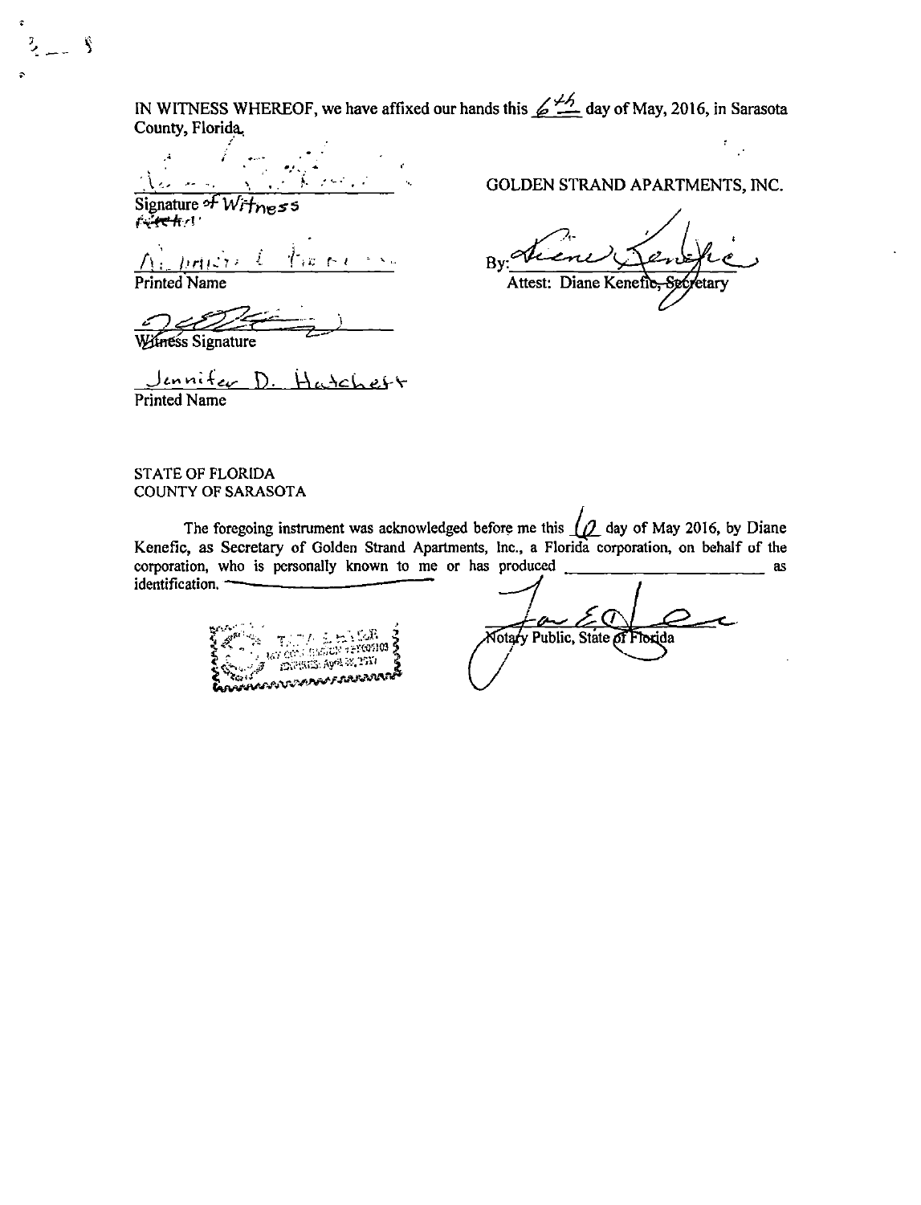IN WITNESS WHEREOF, we have affixed our hands this 6th day of May, 2016, in Sarasota County, Florida.

Signature of Witness

Printed Name

Witness Signature

Jennifer D. Hatchett
Printed Name

GOLDEN STRAND APARTMENTS, INC.

By: 
Attest: Diane Kenefic, Secretary

STATE OF FLORIDA
COUNTY OF SARASOTA

The foregoing instrument was acknowledged before me this 6 day of May 2016, by Diane Kenefic, as Secretary of Golden Strand Apartments, Inc., a Florida corporation, on behalf of the corporation, who is personally known to me or has produced ______________________ as identification.

Notary Public, State of Florida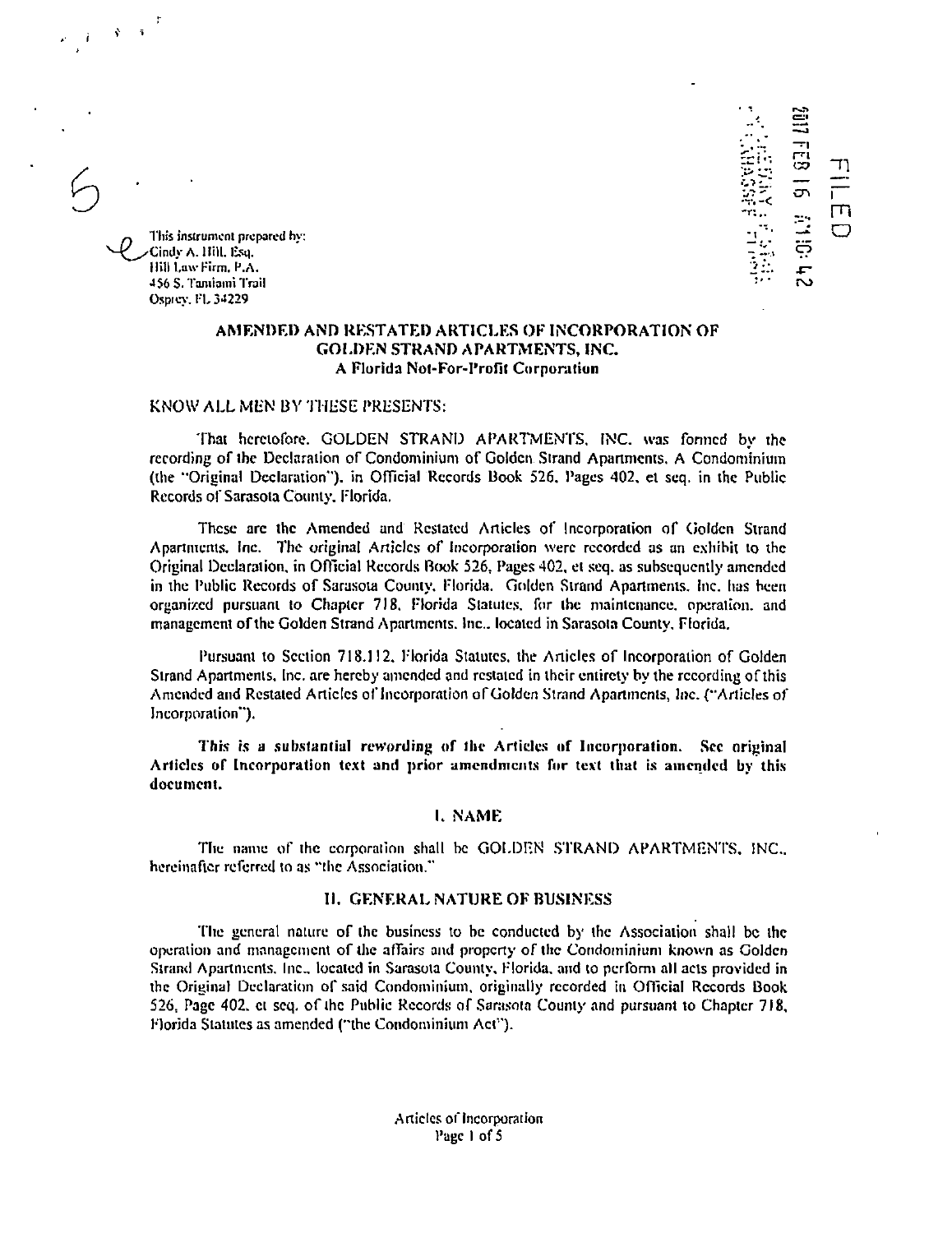This instrument prepared by:
Cindy A. Hill, Esq.
Hill Law Firm, P.A.
456 S. Tamiami Trail
Osprey, FL 34229

FILED
2017 FEB 16 AM 10:42

## AMENDED AND RESTATED ARTICLES OF INCORPORATION OF GOLDEN STRAND APARTMENTS, INC.
### A Florida Not-For-Profit Corporation

KNOW ALL MEN BY THESE PRESENTS:

That heretofore, GOLDEN STRAND APARTMENTS, INC. was formed by the recording of the Declaration of Condominium of Golden Strand Apartments, A Condominium (the "Original Declaration"), in Official Records Book 526, Pages 402, et seq. in the Public Records of Sarasota County, Florida.

These are the Amended and Restated Articles of Incorporation of Golden Strand Apartments, Inc. The original Articles of Incorporation were recorded as an exhibit to the Original Declaration, in Official Records Book 526, Pages 402, et seq. as subsequently amended in the Public Records of Sarasota County, Florida. Golden Strand Apartments, Inc. has been organized pursuant to Chapter 718, Florida Statutes, for the maintenance, operation, and management of the Golden Strand Apartments, Inc., located in Sarasota County, Florida.

Pursuant to Section 718.112, Florida Statutes, the Articles of Incorporation of Golden Strand Apartments, Inc. are hereby amended and restated in their entirety by the recording of this Amended and Restated Articles of Incorporation of Golden Strand Apartments, Inc. ("Articles of Incorporation").

**This is a substantial rewording of the Articles of Incorporation. See original Articles of Incorporation text and prior amendments for text that is amended by this document.**

### I. NAME

The name of the corporation shall be GOLDEN STRAND APARTMENTS, INC., hereinafter referred to as "the Association."

### II. GENERAL NATURE OF BUSINESS

The general nature of the business to be conducted by the Association shall be the operation and management of the affairs and property of the Condominium known as Golden Strand Apartments, Inc., located in Sarasota County, Florida, and to perform all acts provided in the Original Declaration of said Condominium, originally recorded in Official Records Book 526, Page 402, et seq. of the Public Records of Sarasota County and pursuant to Chapter 718, Florida Statutes as amended ("the Condominium Act").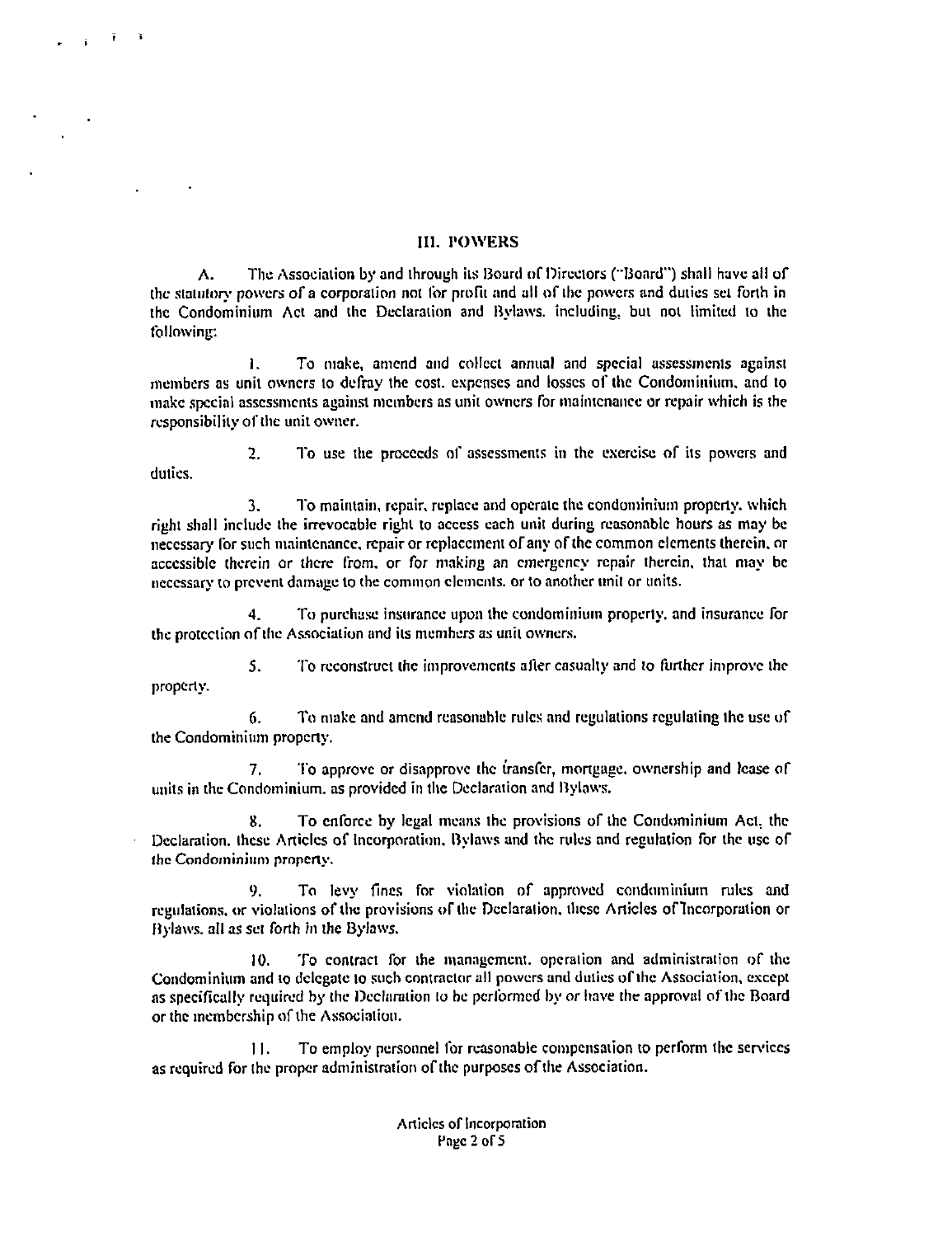## III. POWERS

A. The Association by and through its Board of Directors ("Board") shall have all of the statutory powers of a corporation not for profit and all of the powers and duties set forth in the Condominium Act and the Declaration and Bylaws. including, but not limited to the following:

1. To make, amend and collect annual and special assessments against members as unit owners to defray the cost. expenses and losses of the Condominium, and to make special assessments against members as unit owners for maintenance or repair which is the responsibility of the unit owner.

2. To use the proceeds of assessments in the exercise of its powers and duties.

3. To maintain, repair, replace and operate the condominium property. which right shall include the irrevocable right to access each unit during reasonable hours as may be necessary for such maintenance, repair or replacement of any of the common elements therein, or accessible therein or there from, or for making an emergency repair therein, that may be necessary to prevent damage to the common elements. or to another unit or units.

4. To purchase insurance upon the condominium property. and insurance for the protection of the Association and its members as unit owners.

5. To reconstruct the improvements after casualty and to further improve the property.

6. To make and amend reasonable rules and regulations regulating the use of the Condominium property.

7. To approve or disapprove the transfer, mortgage. ownership and lease of units in the Condominium. as provided in the Declaration and Bylaws.

8. To enforce by legal means the provisions of the Condominium Act, the Declaration. these Articles of Incorporation, Bylaws and the rules and regulation for the use of the Condominium property.

9. To levy fines for violation of approved condominium rules and regulations, or violations of the provisions of the Declaration, these Articles of Incorporation or Bylaws. all as set forth in the Bylaws.

10. To contract for the management. operation and administration of the Condominium and to delegate to such contractor all powers and duties of the Association, except as specifically required by the Declaration to be performed by or have the approval of the Board or the membership of the Association.

11. To employ personnel for reasonable compensation to perform the services as required for the proper administration of the purposes of the Association.

Articles of Incorporation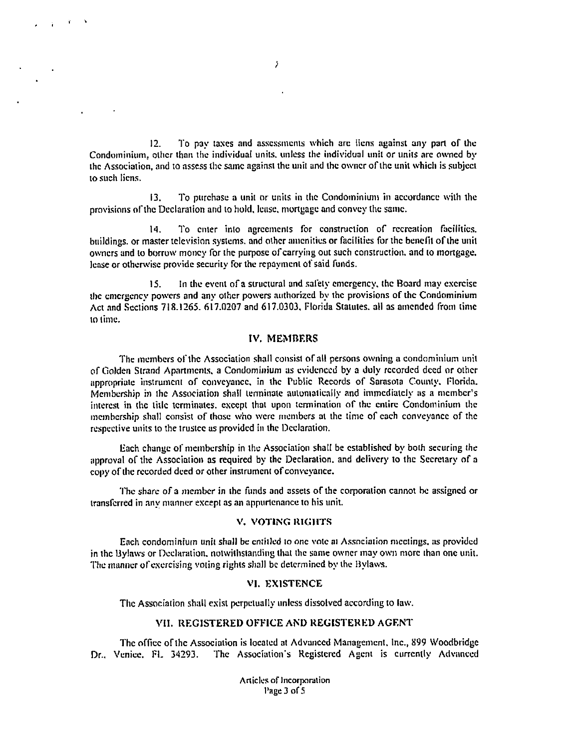12. To pay taxes and assessments which are liens against any part of the Condominium, other than the individual units, unless the individual unit or units are owned by the Association, and to assess the same against the unit and the owner of the unit which is subject to such liens.

13. To purchase a unit or units in the Condominium in accordance with the provisions of the Declaration and to hold, lease, mortgage and convey the same.

14. To enter into agreements for construction of recreation facilities, buildings, or master television systems, and other amenities or facilities for the benefit of the unit owners and to borrow money for the purpose of carrying out such construction, and to mortgage, lease or otherwise provide security for the repayment of said funds.

15. In the event of a structural and safety emergency, the Board may exercise the emergency powers and any other powers authorized by the provisions of the Condominium Act and Sections 718.1265, 617.0207 and 617.0303, Florida Statutes, all as amended from time to time.

## IV. MEMBERS

The members of the Association shall consist of all persons owning a condominium unit of Golden Strand Apartments, a Condominium as evidenced by a duly recorded deed or other appropriate instrument of conveyance, in the Public Records of Sarasota County, Florida. Membership in the Association shall terminate automatically and immediately as a member's interest in the title terminates, except that upon termination of the entire Condominium the membership shall consist of those who were members at the time of each conveyance of the respective units to the trustee as provided in the Declaration.

Each change of membership in the Association shall be established by both securing the approval of the Association as required by the Declaration, and delivery to the Secretary of a copy of the recorded deed or other instrument of conveyance.

The share of a member in the funds and assets of the corporation cannot be assigned or transferred in any manner except as an appurtenance to his unit.

## V. VOTING RIGHTS

Each condominium unit shall be entitled to one vote at Association meetings, as provided in the Bylaws or Declaration, notwithstanding that the same owner may own more than one unit. The manner of exercising voting rights shall be determined by the Bylaws.

## VI. EXISTENCE

The Association shall exist perpetually unless dissolved according to law.

## VII. REGISTERED OFFICE AND REGISTERED AGENT

The office of the Association is located at Advanced Management, Inc., 899 Woodbridge Dr., Venice, FL 34293. The Association's Registered Agent is currently Advanced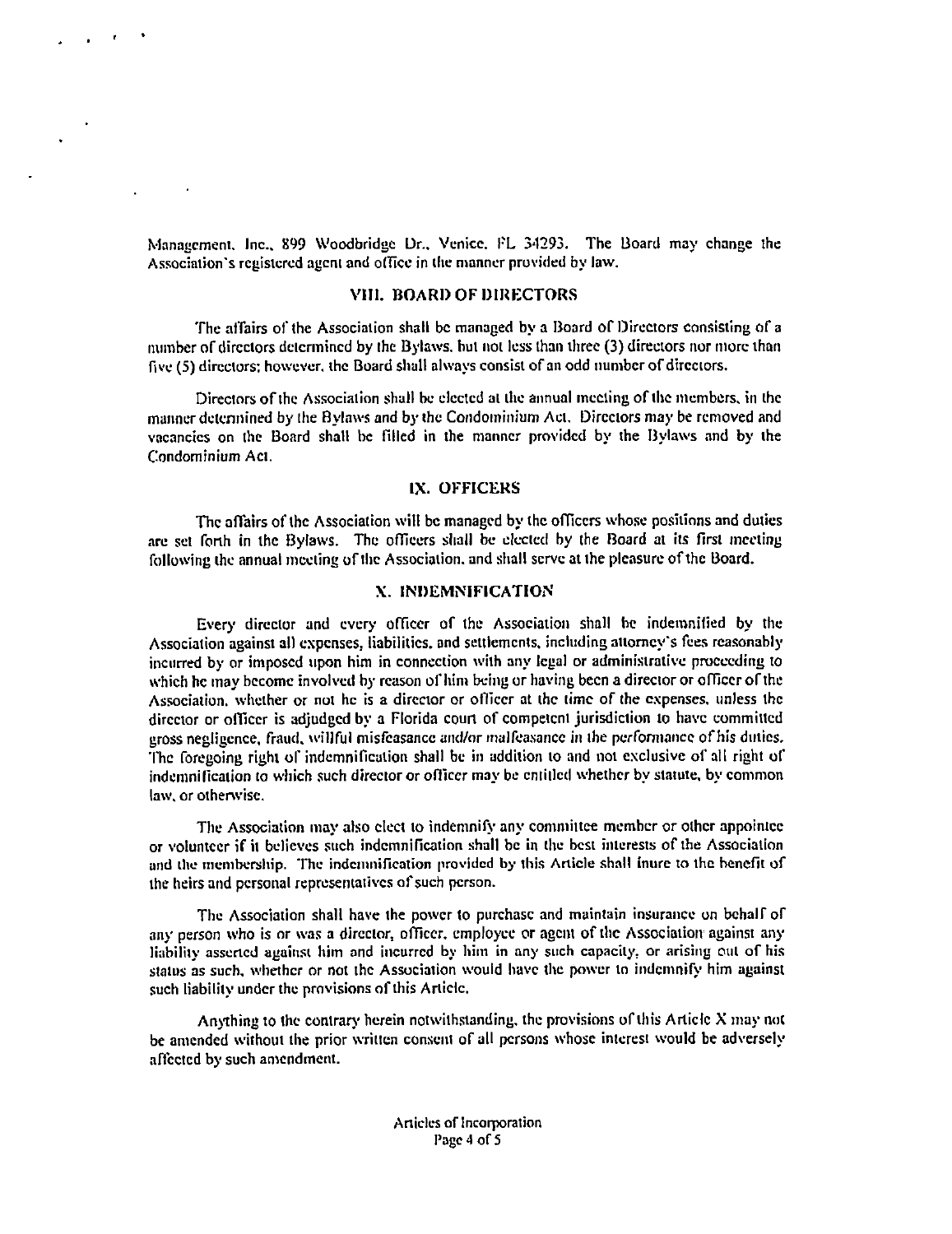Management, Inc., 899 Woodbridge Dr., Venice, FL 34293. The Board may change the Association's registered agent and office in the manner provided by law.

## VIII. BOARD OF DIRECTORS

The affairs of the Association shall be managed by a Board of Directors consisting of a number of directors determined by the Bylaws, but not less than three (3) directors nor more than five (5) directors; however, the Board shall always consist of an odd number of directors.

Directors of the Association shall be elected at the annual meeting of the members, in the manner determined by the Bylaws and by the Condominium Act. Directors may be removed and vacancies on the Board shall be filled in the manner provided by the Bylaws and by the Condominium Act.

## IX. OFFICERS

The affairs of the Association will be managed by the officers whose positions and duties are set forth in the Bylaws. The officers shall be elected by the Board at its first meeting following the annual meeting of the Association, and shall serve at the pleasure of the Board.

## X. INDEMNIFICATION

Every director and every officer of the Association shall be indemnified by the Association against all expenses, liabilities, and settlements, including attorney's fees reasonably incurred by or imposed upon him in connection with any legal or administrative proceeding to which he may become involved by reason of him being or having been a director or officer of the Association, whether or not he is a director or officer at the time of the expenses, unless the director or officer is adjudged by a Florida court of competent jurisdiction to have committed gross negligence, fraud, willful misfeasance and/or malfeasance in the performance of his duties. The foregoing right of indemnification shall be in addition to and not exclusive of all right of indemnification to which such director or officer may be entitled whether by statute, by common law, or otherwise.

The Association may also elect to indemnify any committee member or other appointee or volunteer if it believes such indemnification shall be in the best interests of the Association and the membership. The indemnification provided by this Article shall inure to the benefit of the heirs and personal representatives of such person.

The Association shall have the power to purchase and maintain insurance on behalf of any person who is or was a director, officer, employee or agent of the Association against any liability asserted against him and incurred by him in any such capacity, or arising out of his status as such, whether or not the Association would have the power to indemnify him against such liability under the provisions of this Article.

Anything to the contrary herein notwithstanding, the provisions of this Article X may not be amended without the prior written consent of all persons whose interest would be adversely affected by such amendment.

Articles of Incorporation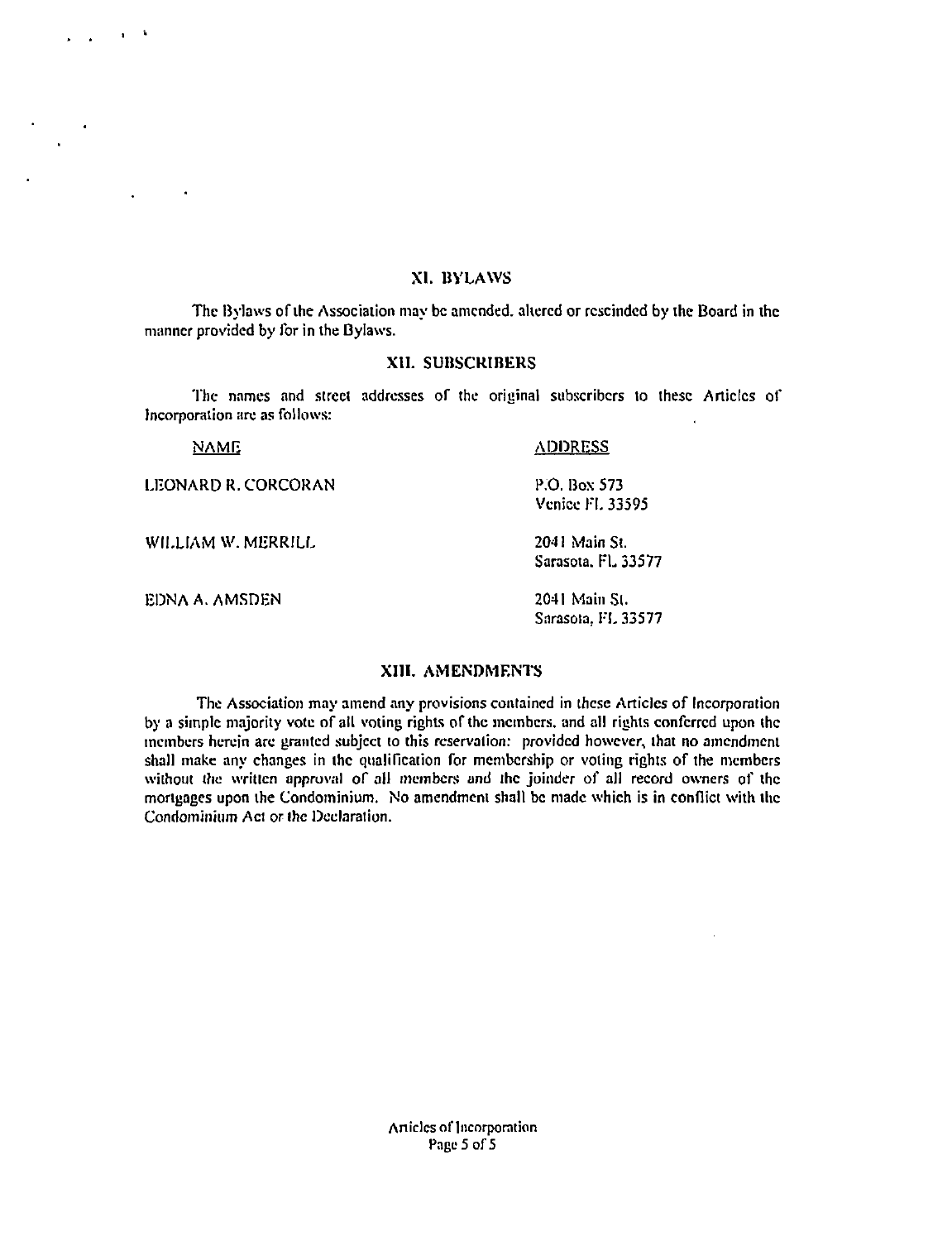## XI. BYLAWS

The Bylaws of the Association may be amended, altered or rescinded by the Board in the manner provided by for in the Bylaws.

## XII. SUBSCRIBERS

The names and street addresses of the original subscribers to these Articles of Incorporation are as follows:

| NAME | ADDRESS |
|---|---|
| LEONARD R. CORCORAN | P.O. Box 573<br>Venice FL 33595 |
| WILLIAM W. MERRILL | 2041 Main St.<br>Sarasota, FL 33577 |
| EDNA A. AMSDEN | 2041 Main St.<br>Sarasota, FL 33577 |

## XIII. AMENDMENTS

The Association may amend any provisions contained in these Articles of Incorporation by a simple majority vote of all voting rights of the members, and all rights conferred upon the members herein are granted subject to this reservation: provided however, that no amendment shall make any changes in the qualification for membership or voting rights of the members without the written approval of all members and the joinder of all record owners of the mortgages upon the Condominium. No amendment shall be made which is in conflict with the Condominium Act or the Declaration.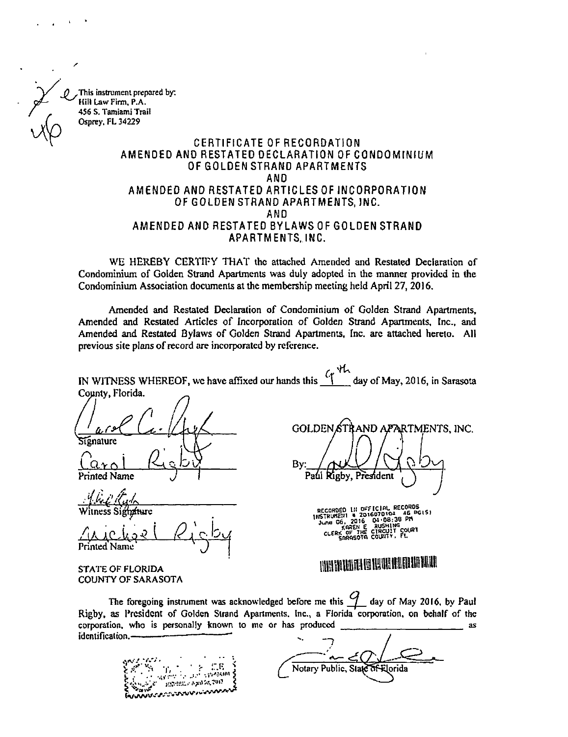This instrument prepared by:
Hill Law Firm, P.A.
456 S. Tamiami Trail
Osprey, FL 34229

# CERTIFICATE OF RECORDATION
# AMENDED AND RESTATED DECLARATION OF CONDOMINIUM OF GOLDEN STRAND APARTMENTS
# AND
# AMENDED AND RESTATED ARTICLES OF INCORPORATION OF GOLDEN STRAND APARTMENTS, INC.
# AND
# AMENDED AND RESTATED BYLAWS OF GOLDEN STRAND APARTMENTS, INC.

WE HEREBY CERTIFY THAT the attached Amended and Restated Declaration of Condominium of Golden Strand Apartments was duly adopted in the manner provided in the Condominium Association documents at the membership meeting held April 27, 2016.

Amended and Restated Declaration of Condominium of Golden Strand Apartments, Amended and Restated Articles of Incorporation of Golden Strand Apartments, Inc., and Amended and Restated Bylaws of Golden Strand Apartments, Inc. are attached hereto. All previous site plans of record are incorporated by reference.

IN WITNESS WHEREOF, we have affixed our hands this 9th day of May, 2016, in Sarasota County, Florida.

Signature

Carol Rigby
Printed Name

Witness Signature

Michael Rigby
Printed Name

GOLDEN STRAND APARTMENTS, INC.

By: 
Paul Rigby, President

RECORDED IN OFFICIAL RECORDS
INSTRUMENT # 2016070104 46 PG(S)
June 06, 2016 04:08:38 PM
KAREN E. RUSHING
CLERK OF THE CIRCUIT COURT
SARASOTA COUNTY, FL

STATE OF FLORIDA
COUNTY OF SARASOTA

The foregoing instrument was acknowledged before me this 9 day of May 2016, by Paul Rigby, as President of Golden Strand Apartments, Inc., a Florida corporation, on behalf of the corporation, who is personally known to me or has produced ______________________ as identification.

Notary Public, State of Florida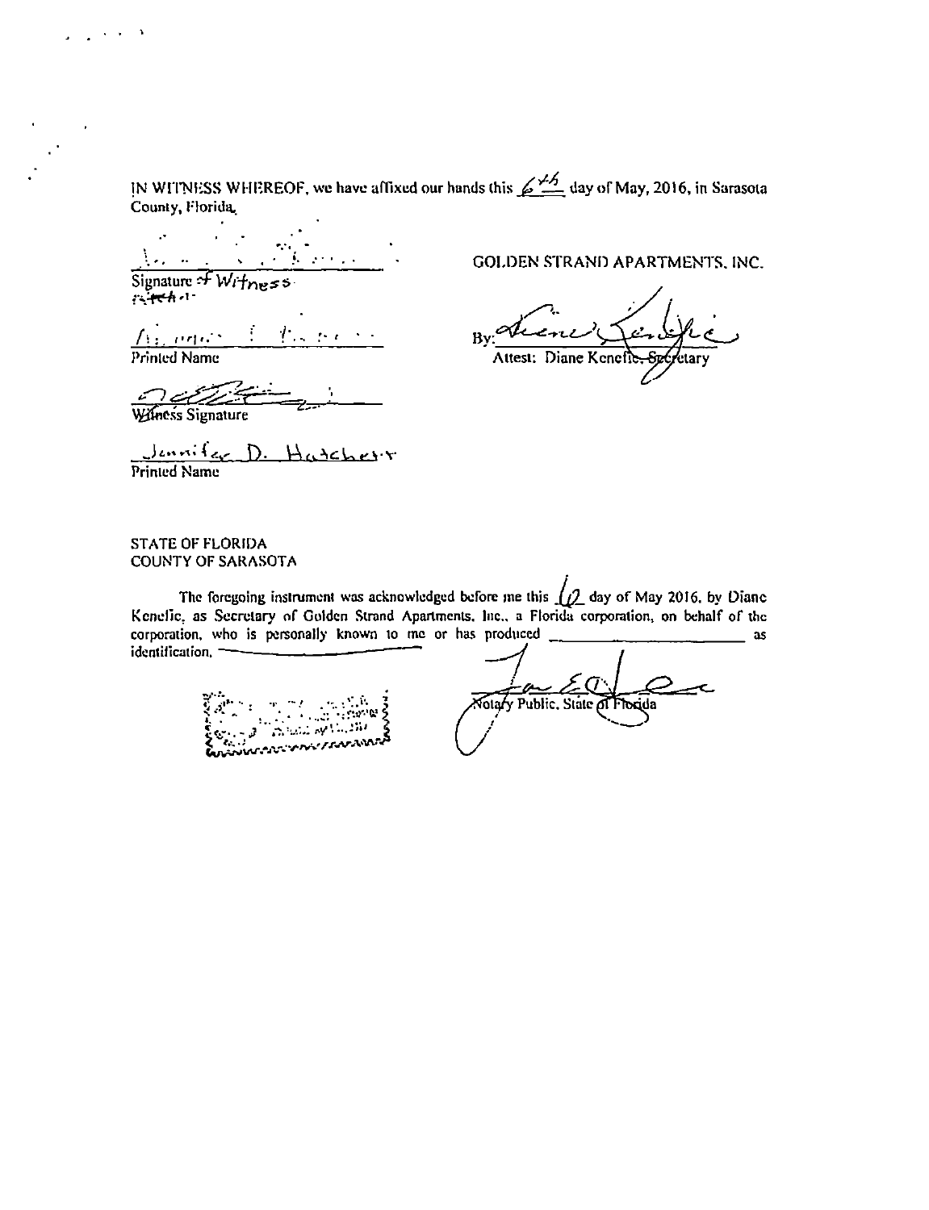IN WITNESS WHEREOF, we have affixed our hands this 6th day of May, 2016, in Sarasota County, Florida.

Signature of Witness

Printed Name

Witness Signature

Jennifer D. Hatcher

Printed Name

GOLDEN STRAND APARTMENTS, INC.

By: ______________________

Attest: Diane Kenefic, Secretary

STATE OF FLORIDA
COUNTY OF SARASOTA

The foregoing instrument was acknowledged before me this 6 day of May 2016, by Diane Kenefic, as Secretary of Golden Strand Apartments, Inc., a Florida corporation, on behalf of the corporation, who is personally known to me or has produced ______________________ as identification.

Notary Public, State of Florida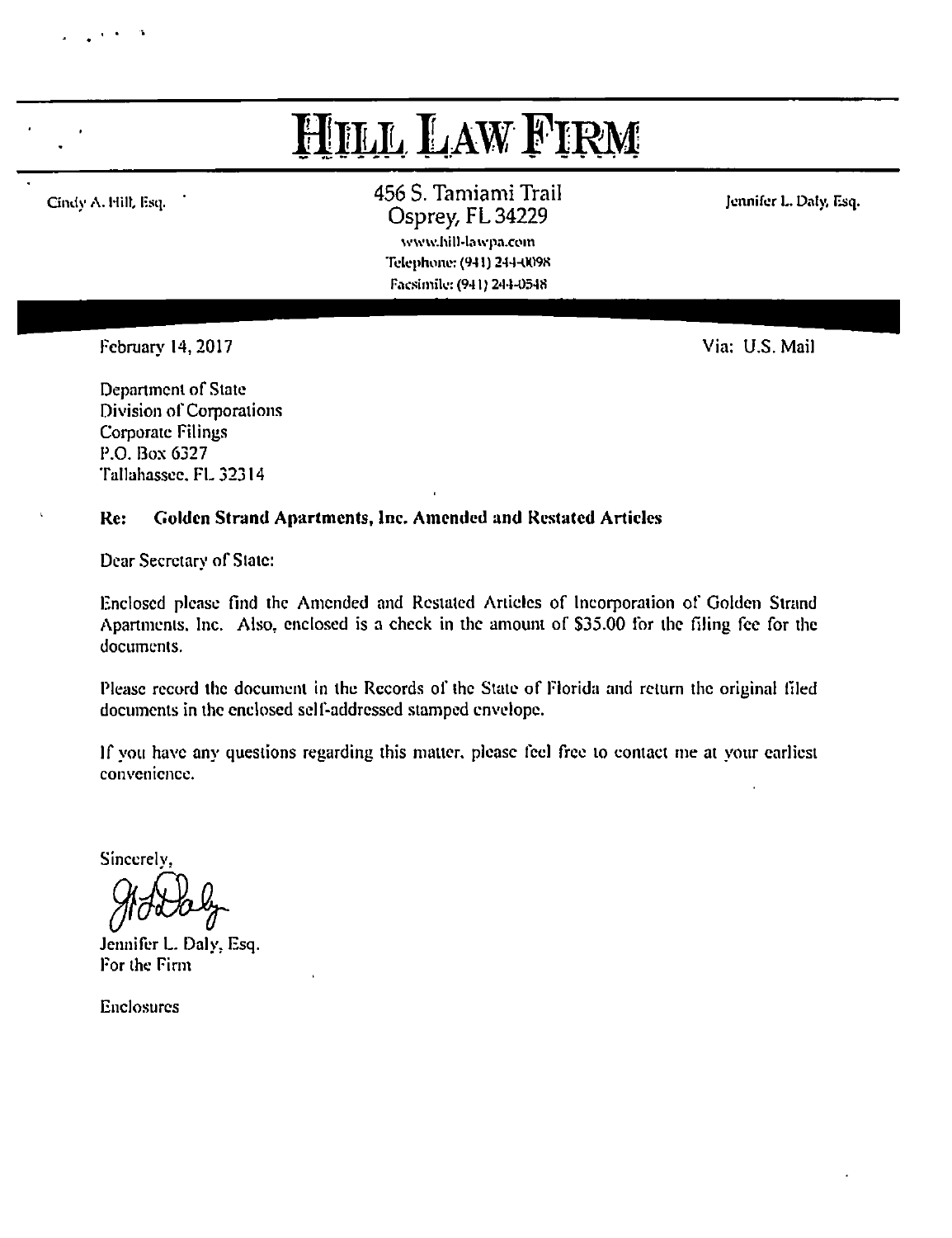# HILL LAW FIRM

Cindy A. Hill, Esq.

456 S. Tamiami Trail
Osprey, FL 34229
www.hill-lawpa.com
Telephone: (941) 244-0098
Facsimile: (941) 244-0548

Jennifer L. Daly, Esq.

February 14, 2017

Via: U.S. Mail

Department of State
Division of Corporations
Corporate Filings
P.O. Box 6327
Tallahassee, FL 32314

**Re: Golden Strand Apartments, Inc. Amended and Restated Articles**

Dear Secretary of State:

Enclosed please find the Amended and Restated Articles of Incorporation of Golden Strand Apartments, Inc. Also, enclosed is a check in the amount of $35.00 for the filing fee for the documents.

Please record the document in the Records of the State of Florida and return the original filed documents in the enclosed self-addressed stamped envelope.

If you have any questions regarding this matter, please feel free to contact me at your earliest convenience.

Sincerely,

Jennifer L. Daly, Esq.
For the Firm

Enclosures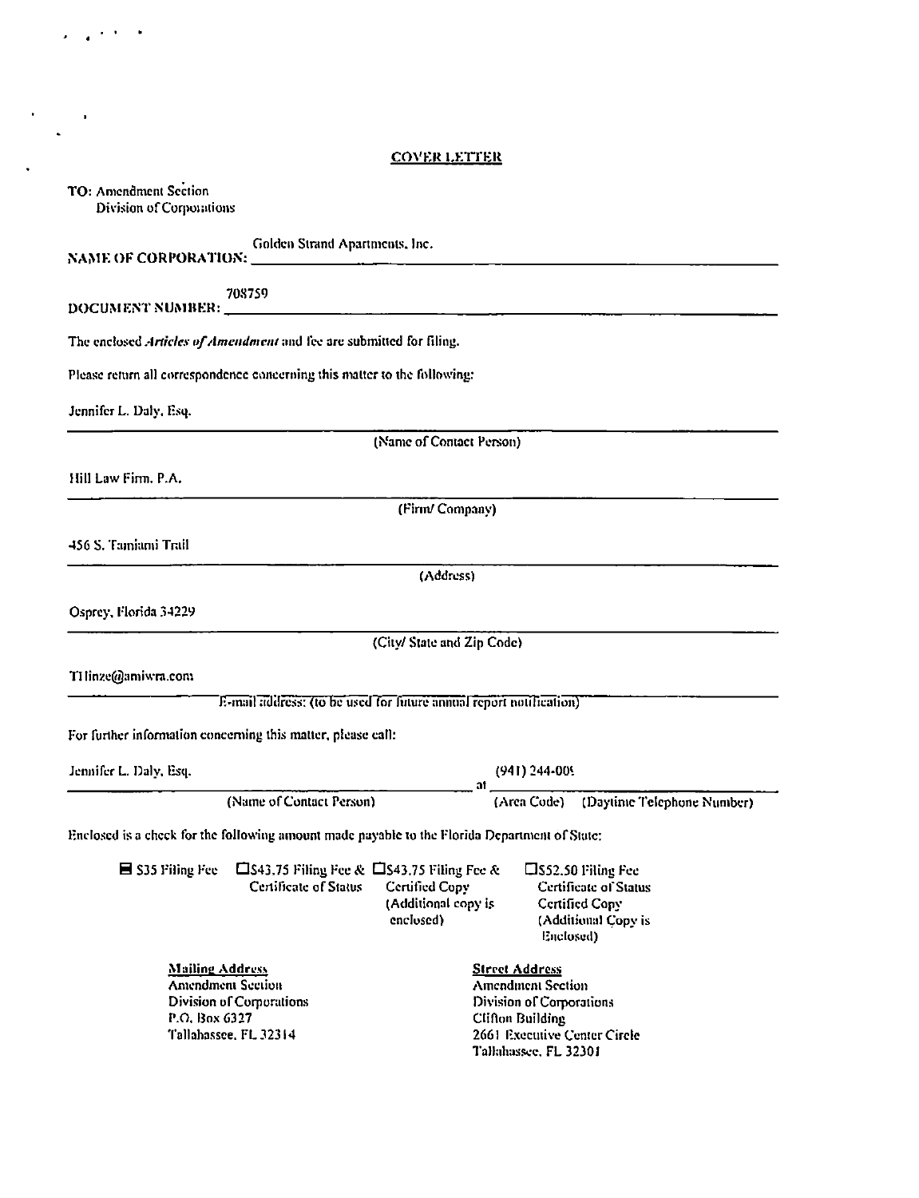## COVER LETTER

**TO:** Amendment Section
Division of Corporations

**NAME OF CORPORATION:** Golden Strand Apartments, Inc.

**DOCUMENT NUMBER:** 708759

The enclosed *Articles of Amendment* and fee are submitted for filing.

Please return all correspondence concerning this matter to the following:

Jennifer L. Daly, Esq.
(Name of Contact Person)

Hill Law Firm, P.A.
(Firm/ Company)

456 S. Tamiami Trail
(Address)

Osprey, Florida 34229
(City/ State and Zip Code)

THinze@amiwra.com
E-mail address: (to be used for future annual report notification)

For further information concerning this matter, please call:

Jennifer L. Daly, Esq. at (941) 244-00
(Name of Contact Person) (Area Code) (Daytime Telephone Number)

Enclosed is a check for the following amount made payable to the Florida Department of State:

- ☒ $35 Filing Fee
- ☐ $43.75 Filing Fee & Certificate of Status
- ☐ $43.75 Filing Fee & Certified Copy (Additional copy is enclosed)
- ☐ $52.50 Filing Fee Certificate of Status Certified Copy (Additional Copy is Enclosed)

**Mailing Address**
Amendment Section
Division of Corporations
P.O. Box 6327
Tallahassee, FL 32314

**Street Address**
Amendment Section
Division of Corporations
Clifton Building
2661 Executive Center Circle
Tallahassee, FL 32301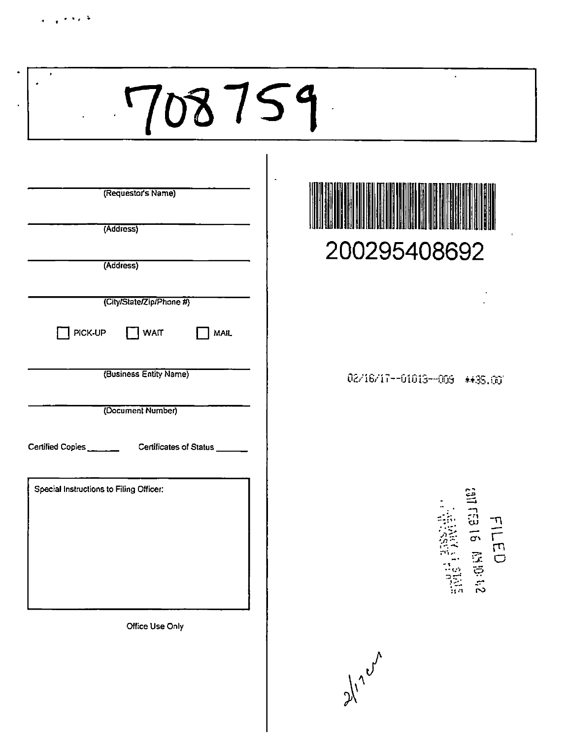708759

(Requestor's Name)

(Address)

(Address)

(City/State/Zip/Phone #)

☐ PICK-UP ☐ WAIT ☐ MAIL

(Business Entity Name)

(Document Number)

Certified Copies _______ Certificates of Status _______

Special Instructions to Filing Officer:

Office Use Only

200295408692

02/16/17--01013--009 **35.00

FILED
2017 FEB 16 AM 10:42
SECRETARY OF STATE
TALLAHASSEE, FLORIDA

2/17